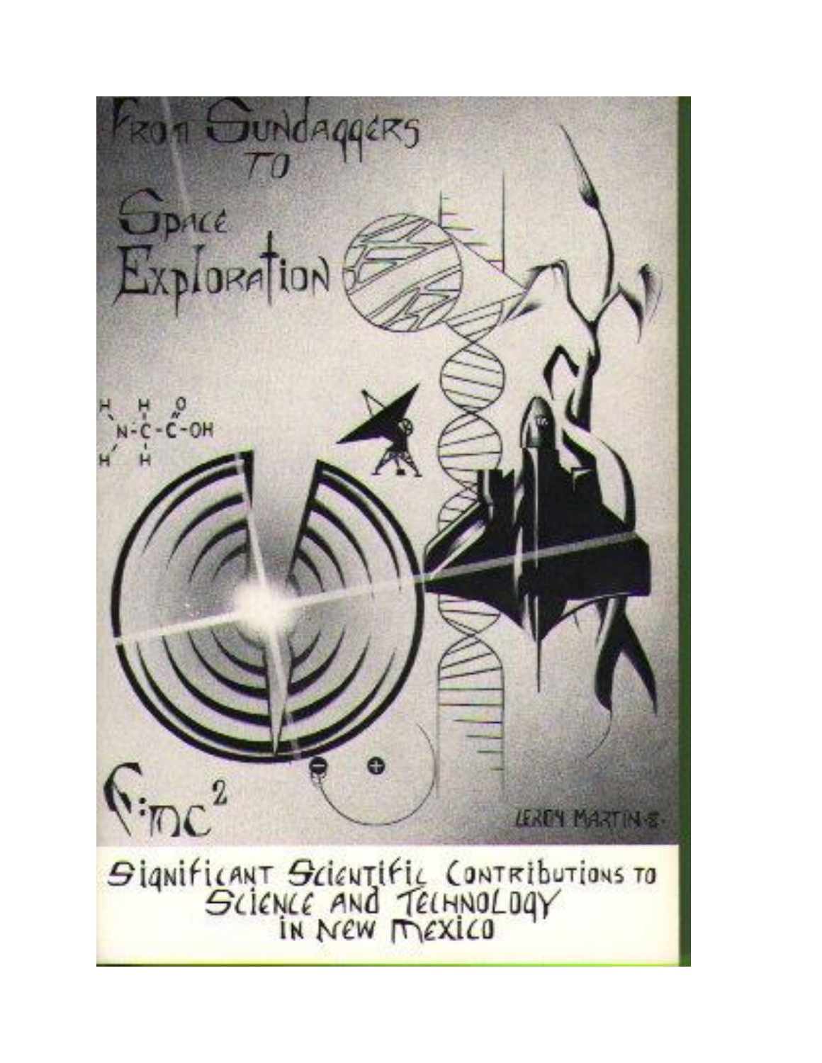# From Sundaggers to Space Exploration

$E=mc^2$

LEROY MARTIN

## Significant Scientific Contributions to Science and Technology in New Mexico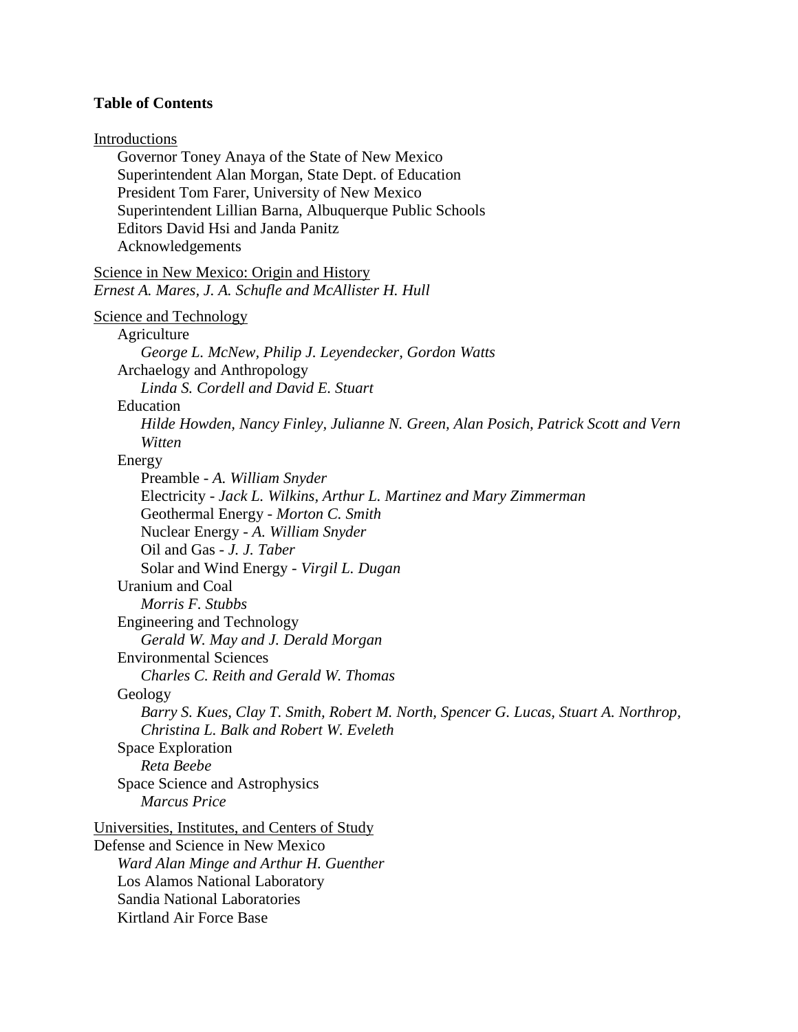**Table of Contents**

Introductions

- Governor Toney Anaya of the State of New Mexico
- Superintendent Alan Morgan, State Dept. of Education
- President Tom Farer, University of New Mexico
- Superintendent Lillian Barna, Albuquerque Public Schools
- Editors David Hsi and Janda Panitz
- Acknowledgements

Science in New Mexico: Origin and History
*Ernest A. Mares, J. A. Schufle and McAllister H. Hull*

Science and Technology

- Agriculture
  - *George L. McNew, Philip J. Leyendecker, Gordon Watts*
- Archaelogy and Anthropology
  - *Linda S. Cordell and David E. Stuart*
- Education
  - *Hilde Howden, Nancy Finley, Julianne N. Green, Alan Posich, Patrick Scott and Vern Witten*
- Energy
  - Preamble - *A. William Snyder*
  - Electricity - *Jack L. Wilkins, Arthur L. Martinez and Mary Zimmerman*
  - Geothermal Energy - *Morton C. Smith*
  - Nuclear Energy - *A. William Snyder*
  - Oil and Gas - *J. J. Taber*
  - Solar and Wind Energy - *Virgil L. Dugan*
- Uranium and Coal
  - *Morris F. Stubbs*
- Engineering and Technology
  - *Gerald W. May and J. Derald Morgan*
- Environmental Sciences
  - *Charles C. Reith and Gerald W. Thomas*
- Geology
  - *Barry S. Kues, Clay T. Smith, Robert M. North, Spencer G. Lucas, Stuart A. Northrop, Christina L. Balk and Robert W. Eveleth*
- Space Exploration
  - *Reta Beebe*
- Space Science and Astrophysics
  - *Marcus Price*

Universities, Institutes, and Centers of Study

Defense and Science in New Mexico
*Ward Alan Minge and Arthur H. Guenther*

- Los Alamos National Laboratory
- Sandia National Laboratories
- Kirtland Air Force Base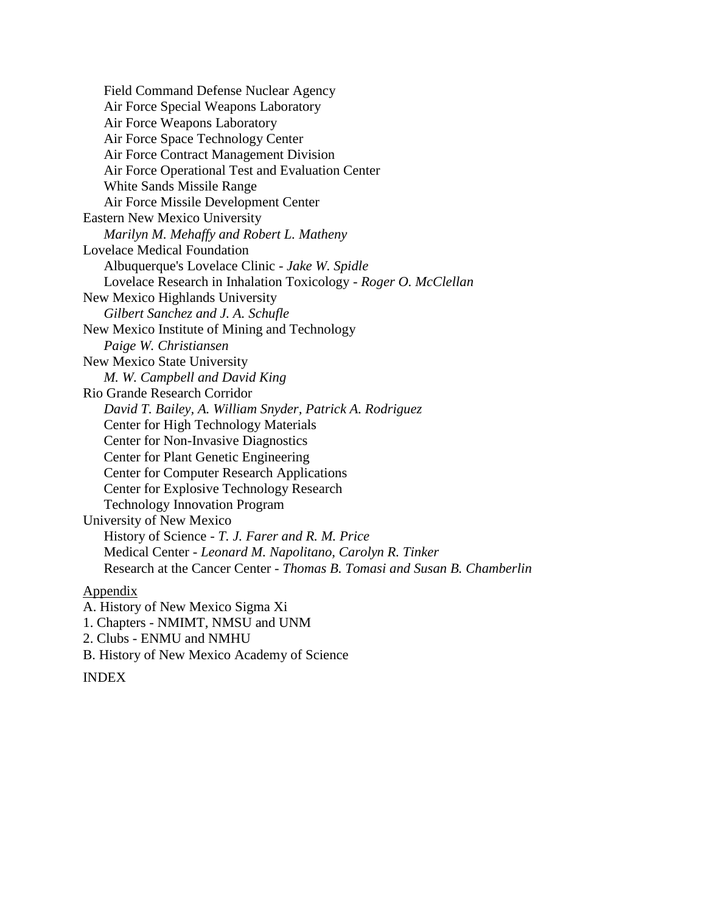Field Command Defense Nuclear Agency
Air Force Special Weapons Laboratory
Air Force Weapons Laboratory
Air Force Space Technology Center
Air Force Contract Management Division
Air Force Operational Test and Evaluation Center
White Sands Missile Range
Air Force Missile Development Center

Eastern New Mexico University
*Marilyn M. Mehaffy and Robert L. Matheny*

Lovelace Medical Foundation
Albuquerque's Lovelace Clinic - *Jake W. Spidle*
Lovelace Research in Inhalation Toxicology - *Roger O. McClellan*

New Mexico Highlands University
*Gilbert Sanchez and J. A. Schufle*

New Mexico Institute of Mining and Technology
*Paige W. Christiansen*

New Mexico State University
*M. W. Campbell and David King*

Rio Grande Research Corridor
*David T. Bailey, A. William Snyder, Patrick A. Rodriguez*
Center for High Technology Materials
Center for Non-Invasive Diagnostics
Center for Plant Genetic Engineering
Center for Computer Research Applications
Center for Explosive Technology Research
Technology Innovation Program

University of New Mexico
History of Science - *T. J. Farer and R. M. Price*
Medical Center - *Leonard M. Napolitano, Carolyn R. Tinker*
Research at the Cancer Center - *Thomas B. Tomasi and Susan B. Chamberlin*

<u>Appendix</u>

A. History of New Mexico Sigma Xi
1. Chapters - NMIMT, NMSU and UNM
2. Clubs - ENMU and NMHU

B. History of New Mexico Academy of Science

INDEX